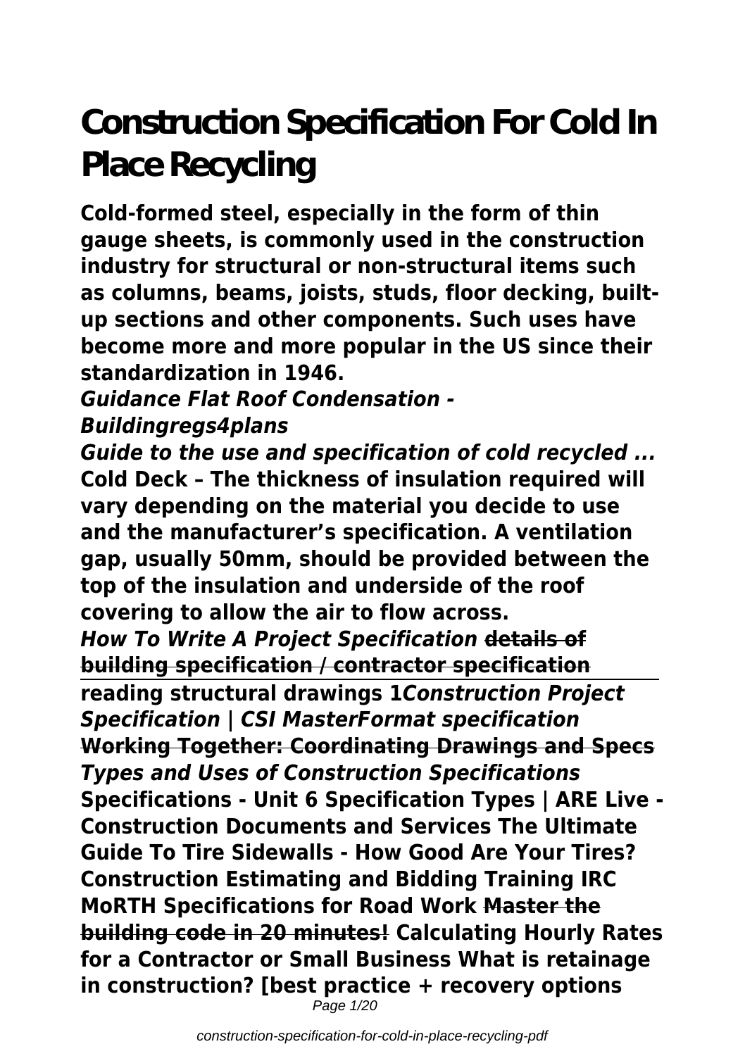# Construction Specification For Cold In Place Recycling

**Cold-formed steel, especially in the form of thin gauge sheets, is commonly used in the construction industry for structural or non-structural items such as columns, beams, joists, studs, floor decking, built-up sections and other components. Such uses have become more and more popular in the US since their standardization in 1946.**

***Guidance Flat Roof Condensation - Buildingregs4plans***

***Guide to the use and specification of cold recycled ...***

**Cold Deck – The thickness of insulation required will vary depending on the material you decide to use and the manufacturer's specification. A ventilation gap, usually 50mm, should be provided between the top of the insulation and underside of the roof covering to allow the air to flow across.**

***How To Write A Project Specification*** ~~**details of building specification / contractor specification**~~

**reading structural drawings 1*Construction Project Specification | CSI MasterFormat specification*** ~~**Working Together: Coordinating Drawings and Specs**~~ ***Types and Uses of Construction Specifications*** **Specifications - Unit 6 Specification Types | ARE Live - Construction Documents and Services The Ultimate Guide To Tire Sidewalls - How Good Are Your Tires? Construction Estimating and Bidding Training IRC MoRTH Specifications for Road Work** ~~**Master the building code in 20 minutes!**~~ **Calculating Hourly Rates for a Contractor or Small Business What is retainage in construction? [best practice + recovery options**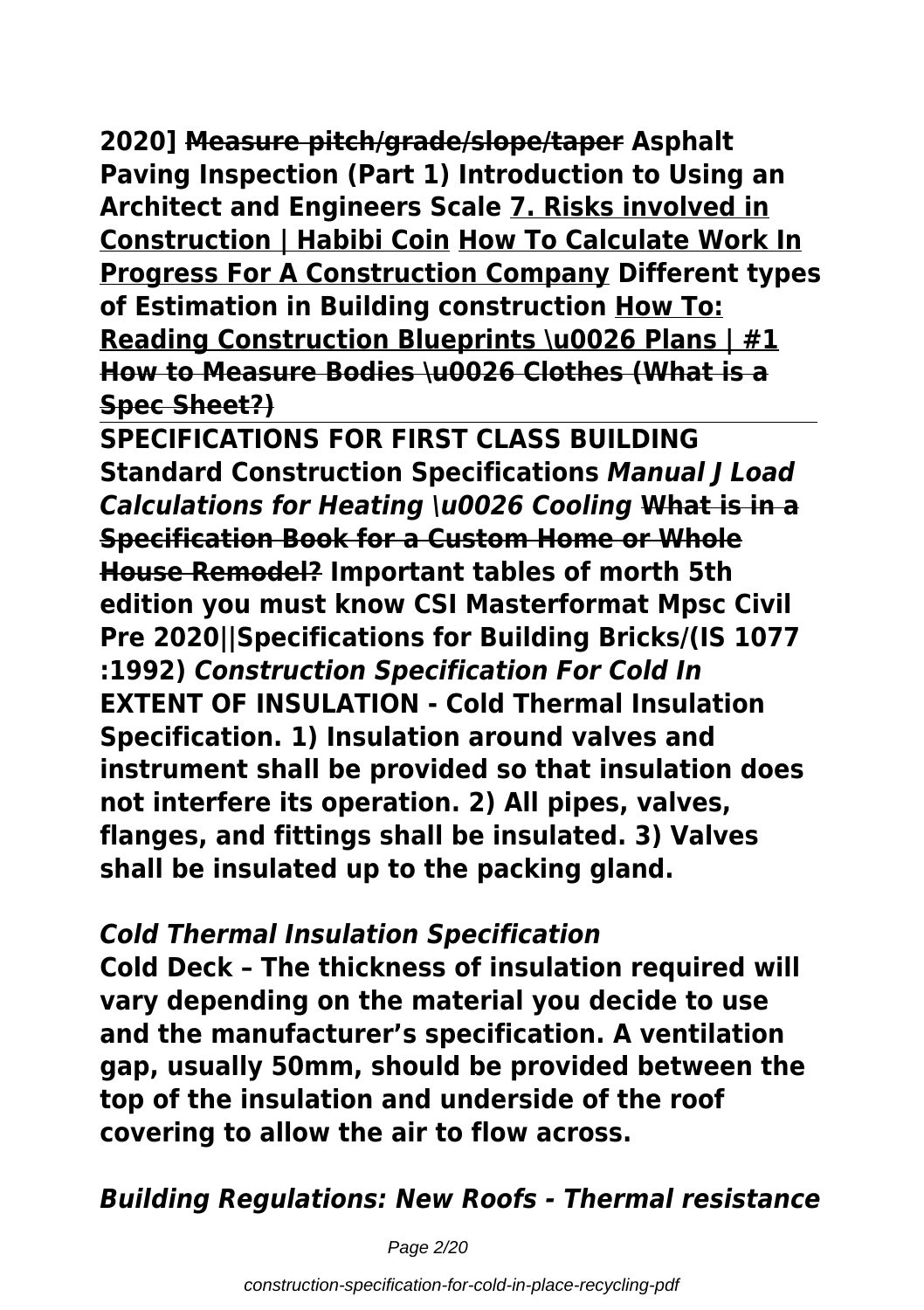**2020] ~~Measure pitch/grade/slope/taper~~ Asphalt Paving Inspection (Part 1) Introduction to Using an Architect and Engineers Scale <u>7. Risks involved in Construction | Habibi Coin</u> <u>How To Calculate Work In Progress For A Construction Company</u> Different types of Estimation in Building construction <u>How To: Reading Construction Blueprints \u0026 Plans | #1</u> ~~How to Measure Bodies \u0026 Clothes (What is a Spec Sheet?)~~**

**SPECIFICATIONS FOR FIRST CLASS BUILDING Standard Construction Specifications *Manual J Load Calculations for Heating \u0026 Cooling* ~~What is in a Specification Book for a Custom Home or Whole House Remodel?~~ Important tables of morth 5th edition you must know CSI Masterformat Mpsc Civil Pre 2020||Specifications for Building Bricks/(IS 1077 :1992) *Construction Specification For Cold In***

**EXTENT OF INSULATION - Cold Thermal Insulation Specification. 1) Insulation around valves and instrument shall be provided so that insulation does not interfere its operation. 2) All pipes, valves, flanges, and fittings shall be insulated. 3) Valves shall be insulated up to the packing gland.**

***Cold Thermal Insulation Specification***

**Cold Deck – The thickness of insulation required will vary depending on the material you decide to use and the manufacturer's specification. A ventilation gap, usually 50mm, should be provided between the top of the insulation and underside of the roof covering to allow the air to flow across.**

***Building Regulations: New Roofs - Thermal resistance***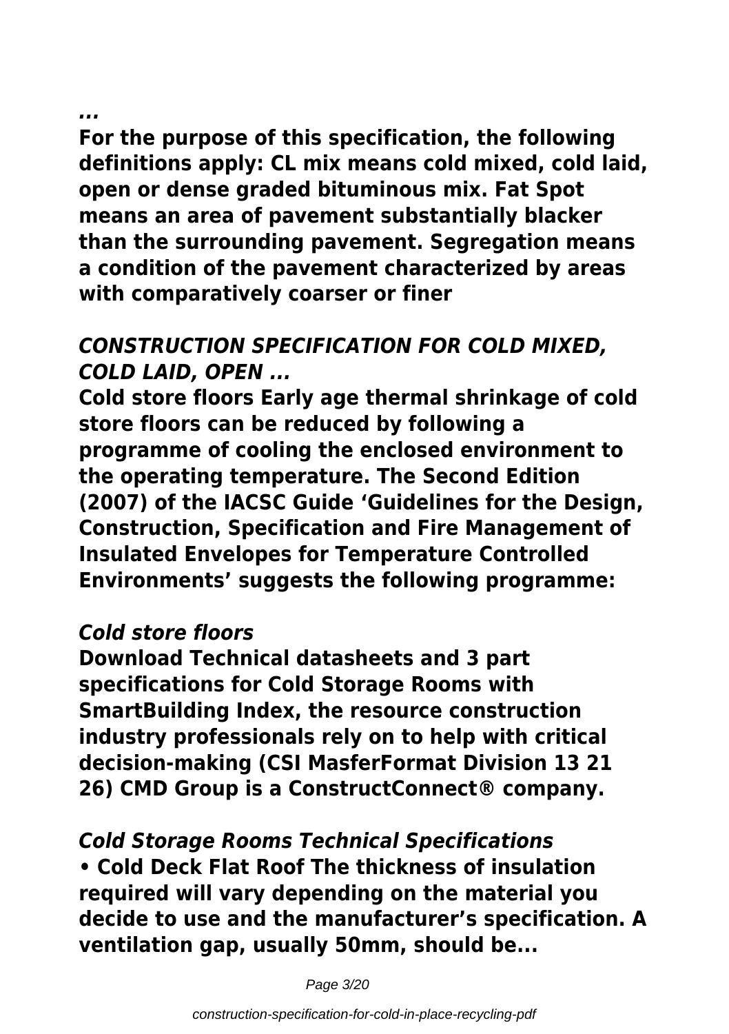*...*

**For the purpose of this specification, the following definitions apply: CL mix means cold mixed, cold laid, open or dense graded bituminous mix. Fat Spot means an area of pavement substantially blacker than the surrounding pavement. Segregation means a condition of the pavement characterized by areas with comparatively coarser or finer**

*CONSTRUCTION SPECIFICATION FOR COLD MIXED, COLD LAID, OPEN ...*

**Cold store floors Early age thermal shrinkage of cold store floors can be reduced by following a programme of cooling the enclosed environment to the operating temperature. The Second Edition (2007) of the IACSC Guide 'Guidelines for the Design, Construction, Specification and Fire Management of Insulated Envelopes for Temperature Controlled Environments' suggests the following programme:**

*Cold store floors*

**Download Technical datasheets and 3 part specifications for Cold Storage Rooms with SmartBuilding Index, the resource construction industry professionals rely on to help with critical decision-making (CSI MasferFormat Division 13 21 26) CMD Group is a ConstructConnect® company.**

*Cold Storage Rooms Technical Specifications*

**• Cold Deck Flat Roof The thickness of insulation required will vary depending on the material you decide to use and the manufacturer's specification. A ventilation gap, usually 50mm, should be...**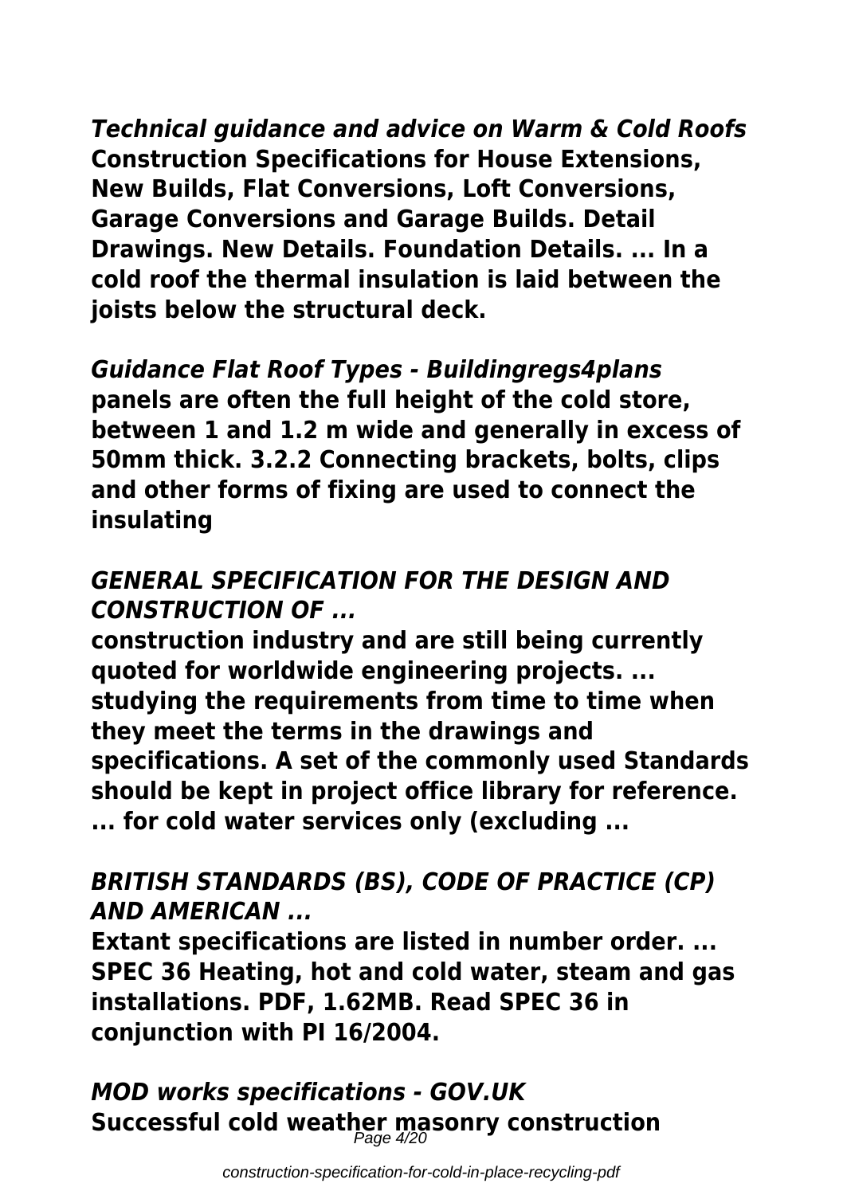*Technical guidance and advice on Warm & Cold Roofs*

**Construction Specifications for House Extensions, New Builds, Flat Conversions, Loft Conversions, Garage Conversions and Garage Builds. Detail Drawings. New Details. Foundation Details. ... In a cold roof the thermal insulation is laid between the joists below the structural deck.**

*Guidance Flat Roof Types - Buildingregs4plans*

**panels are often the full height of the cold store, between 1 and 1.2 m wide and generally in excess of 50mm thick. 3.2.2 Connecting brackets, bolts, clips and other forms of fixing are used to connect the insulating**

*GENERAL SPECIFICATION FOR THE DESIGN AND CONSTRUCTION OF ...*

**construction industry and are still being currently quoted for worldwide engineering projects. ... studying the requirements from time to time when they meet the terms in the drawings and specifications. A set of the commonly used Standards should be kept in project office library for reference. ... for cold water services only (excluding ...**

*BRITISH STANDARDS (BS), CODE OF PRACTICE (CP) AND AMERICAN ...*

**Extant specifications are listed in number order. ... SPEC 36 Heating, hot and cold water, steam and gas installations. PDF, 1.62MB. Read SPEC 36 in conjunction with PI 16/2004.**

*MOD works specifications - GOV.UK*

**Successful cold weather masonry construction**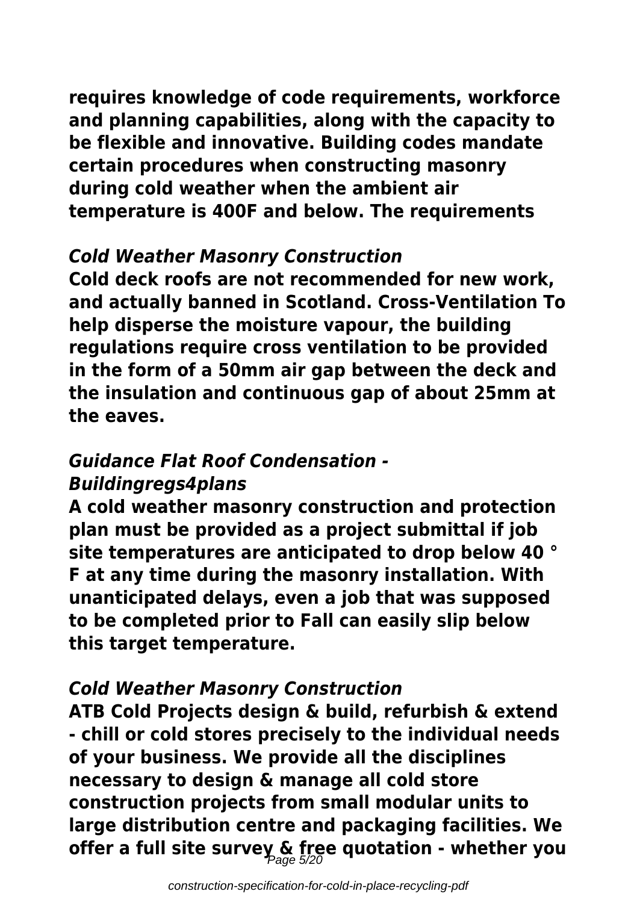**requires knowledge of code requirements, workforce and planning capabilities, along with the capacity to be flexible and innovative. Building codes mandate certain procedures when constructing masonry during cold weather when the ambient air temperature is 400F and below. The requirements**

### *Cold Weather Masonry Construction*

**Cold deck roofs are not recommended for new work, and actually banned in Scotland. Cross-Ventilation To help disperse the moisture vapour, the building regulations require cross ventilation to be provided in the form of a 50mm air gap between the deck and the insulation and continuous gap of about 25mm at the eaves.**

### *Guidance Flat Roof Condensation - Buildingregs4plans*

**A cold weather masonry construction and protection plan must be provided as a project submittal if job site temperatures are anticipated to drop below 40 ° F at any time during the masonry installation. With unanticipated delays, even a job that was supposed to be completed prior to Fall can easily slip below this target temperature.**

### *Cold Weather Masonry Construction*

**ATB Cold Projects design & build, refurbish & extend - chill or cold stores precisely to the individual needs of your business. We provide all the disciplines necessary to design & manage all cold store construction projects from small modular units to large distribution centre and packaging facilities. We offer a full site survey & free quotation - whether you**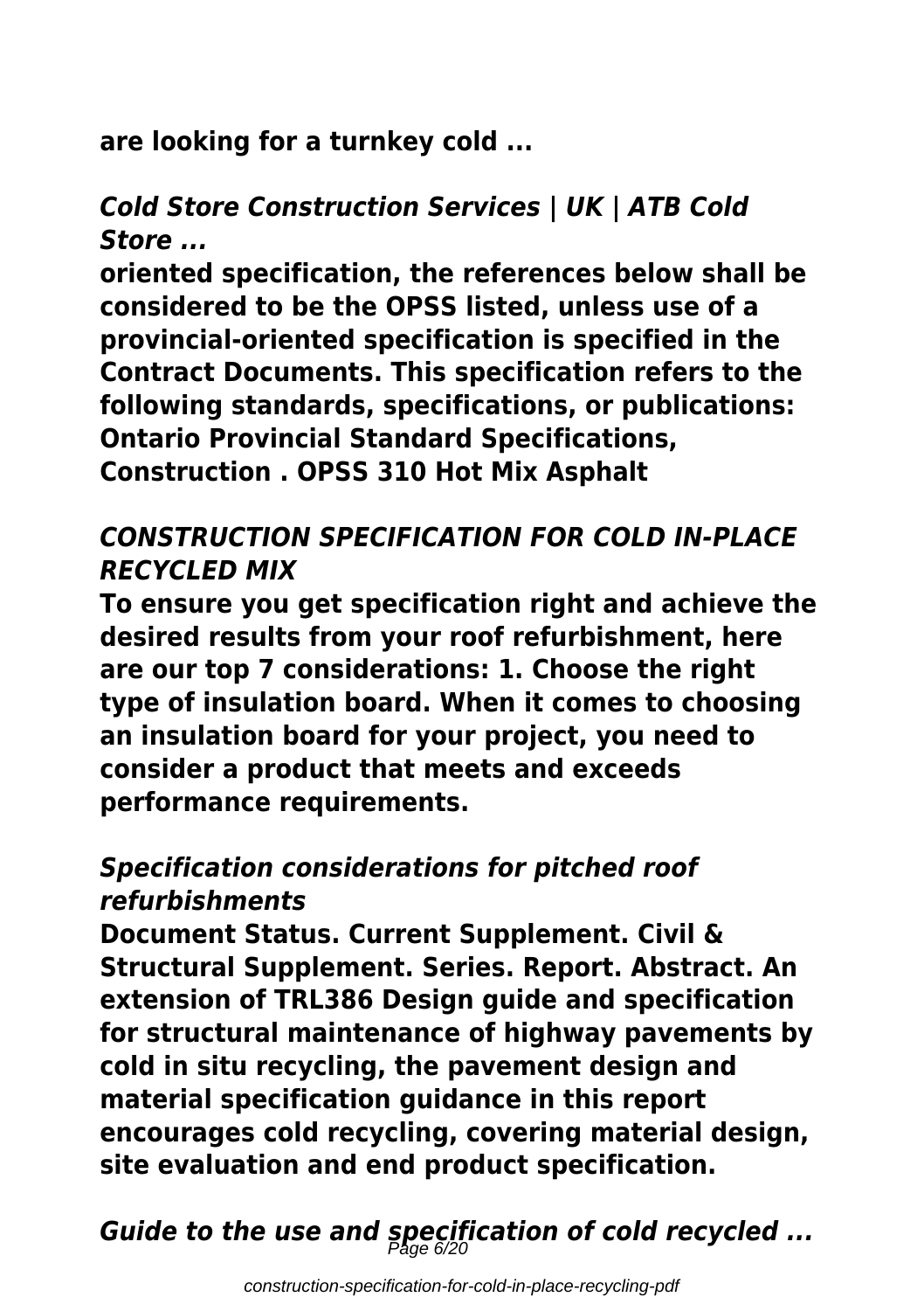**are looking for a turnkey cold ...**

## *Cold Store Construction Services | UK | ATB Cold Store ...*

**oriented specification, the references below shall be considered to be the OPSS listed, unless use of a provincial-oriented specification is specified in the Contract Documents. This specification refers to the following standards, specifications, or publications: Ontario Provincial Standard Specifications, Construction . OPSS 310 Hot Mix Asphalt**

## *CONSTRUCTION SPECIFICATION FOR COLD IN-PLACE RECYCLED MIX*

**To ensure you get specification right and achieve the desired results from your roof refurbishment, here are our top 7 considerations: 1. Choose the right type of insulation board. When it comes to choosing an insulation board for your project, you need to consider a product that meets and exceeds performance requirements.**

## *Specification considerations for pitched roof refurbishments*

**Document Status. Current Supplement. Civil & Structural Supplement. Series. Report. Abstract. An extension of TRL386 Design guide and specification for structural maintenance of highway pavements by cold in situ recycling, the pavement design and material specification guidance in this report encourages cold recycling, covering material design, site evaluation and end product specification.**

## *Guide to the use and specification of cold recycled ...*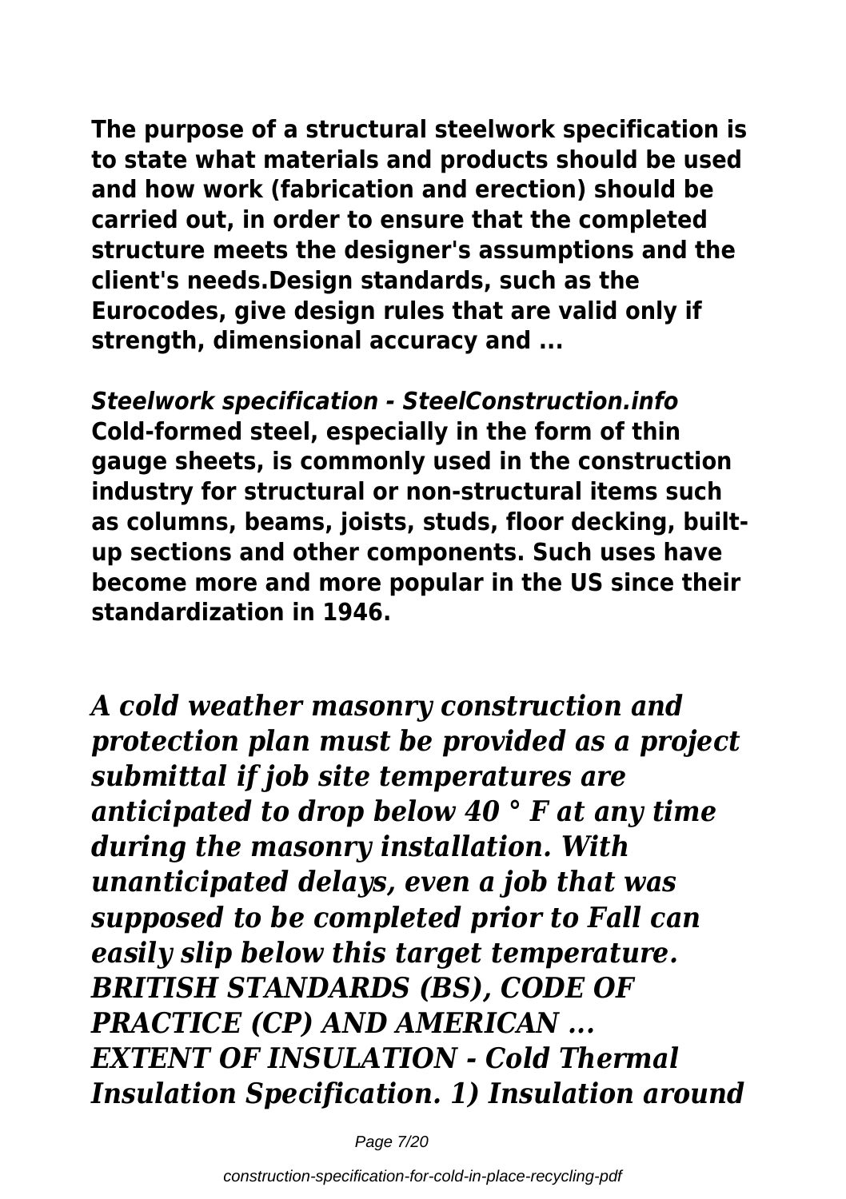**The purpose of a structural steelwork specification is to state what materials and products should be used and how work (fabrication and erection) should be carried out, in order to ensure that the completed structure meets the designer's assumptions and the client's needs.Design standards, such as the Eurocodes, give design rules that are valid only if strength, dimensional accuracy and ...**

***Steelwork specification - SteelConstruction.info***

**Cold-formed steel, especially in the form of thin gauge sheets, is commonly used in the construction industry for structural or non-structural items such as columns, beams, joists, studs, floor decking, built-up sections and other components. Such uses have become more and more popular in the US since their standardization in 1946.**

***A cold weather masonry construction and protection plan must be provided as a project submittal if job site temperatures are anticipated to drop below 40 ° F at any time during the masonry installation. With unanticipated delays, even a job that was supposed to be completed prior to Fall can easily slip below this target temperature.***

***BRITISH STANDARDS (BS), CODE OF PRACTICE (CP) AND AMERICAN ...***

***EXTENT OF INSULATION - Cold Thermal Insulation Specification. 1) Insulation around***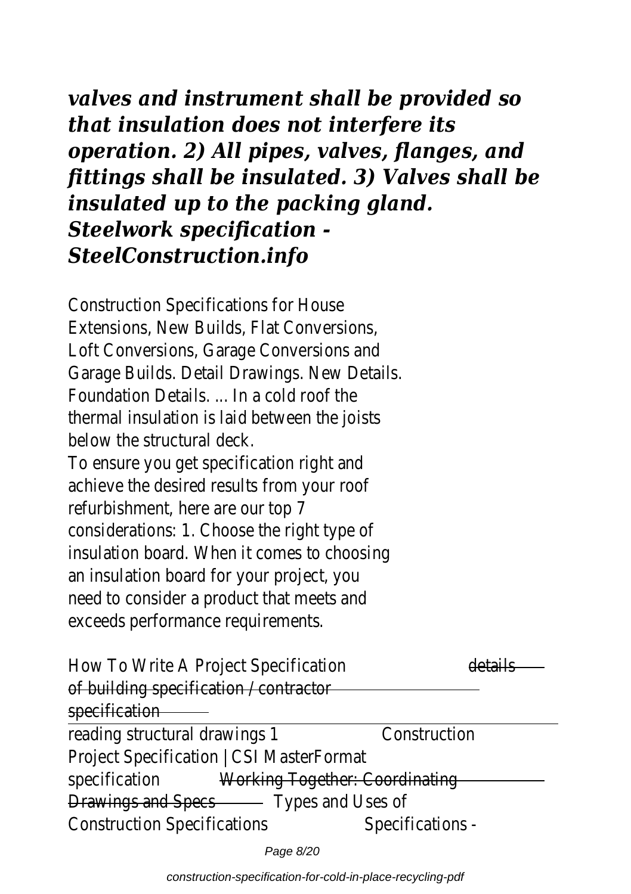***valves and instrument shall be provided so that insulation does not interfere its operation. 2) All pipes, valves, flanges, and fittings shall be insulated. 3) Valves shall be insulated up to the packing gland.***
***Steelwork specification - SteelConstruction.info***

Construction Specifications for House Extensions, New Builds, Flat Conversions, Loft Conversions, Garage Conversions and Garage Builds. Detail Drawings. New Details. Foundation Details. ... In a cold roof the thermal insulation is laid between the joists below the structural deck.

To ensure you get specification right and achieve the desired results from your roof refurbishment, here are our top 7 considerations: 1. Choose the right type of insulation board. When it comes to choosing an insulation board for your project, you need to consider a product that meets and exceeds performance requirements.

How To Write A Project Specification ~~details of building specification / contractor specification~~

reading structural drawings 1 Construction Project Specification | CSI MasterFormat specification ~~Working Together: Coordinating Drawings and Specs~~ Types and Uses of Construction Specifications Specifications -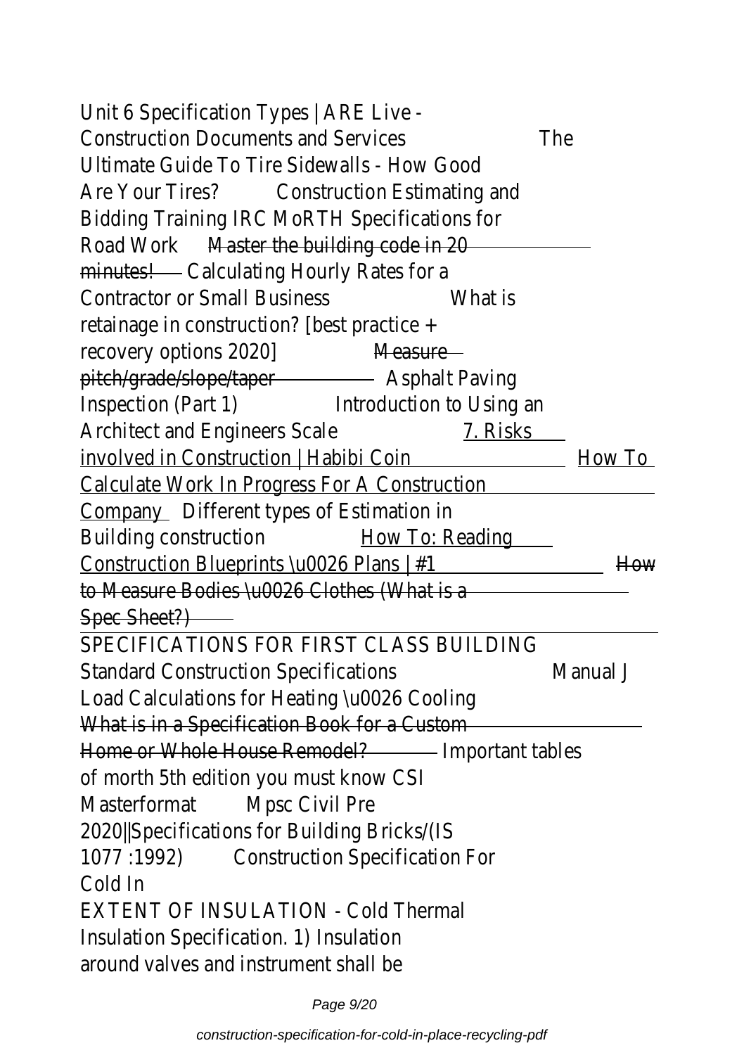Unit 6 Specification Types | ARE Live - Construction Documents and Services The Ultimate Guide To Tire Sidewalls - How Good Are Your Tires? Construction Estimating and Bidding Training IRC MoRTH Specifications for Road Work ~~Master the building code in 20 minutes!~~ Calculating Hourly Rates for a Contractor or Small Business What is retainage in construction? [best practice + recovery options 2020] ~~Measure pitch/grade/slope/taper~~ Asphalt Paving Inspection (Part 1) Introduction to Using an Architect and Engineers Scale 7. Risks involved in Construction | Habibi Coin How To Calculate Work In Progress For A Construction Company Different types of Estimation in Building construction How To: Reading Construction Blueprints \u0026 Plans | #1 ~~How to Measure Bodies \u0026 Clothes (What is a Spec Sheet?)~~

SPECIFICATIONS FOR FIRST CLASS BUILDING Standard Construction Specifications Manual J Load Calculations for Heating \u0026 Cooling ~~What is in a Specification Book for a Custom Home or Whole House Remodel?~~ Important tables of morth 5th edition you must know CSI Masterformat Mpsc Civil Pre 2020||Specifications for Building Bricks/(IS 1077 :1992) Construction Specification For Cold In

EXTENT OF INSULATION - Cold Thermal Insulation Specification. 1) Insulation around valves and instrument shall be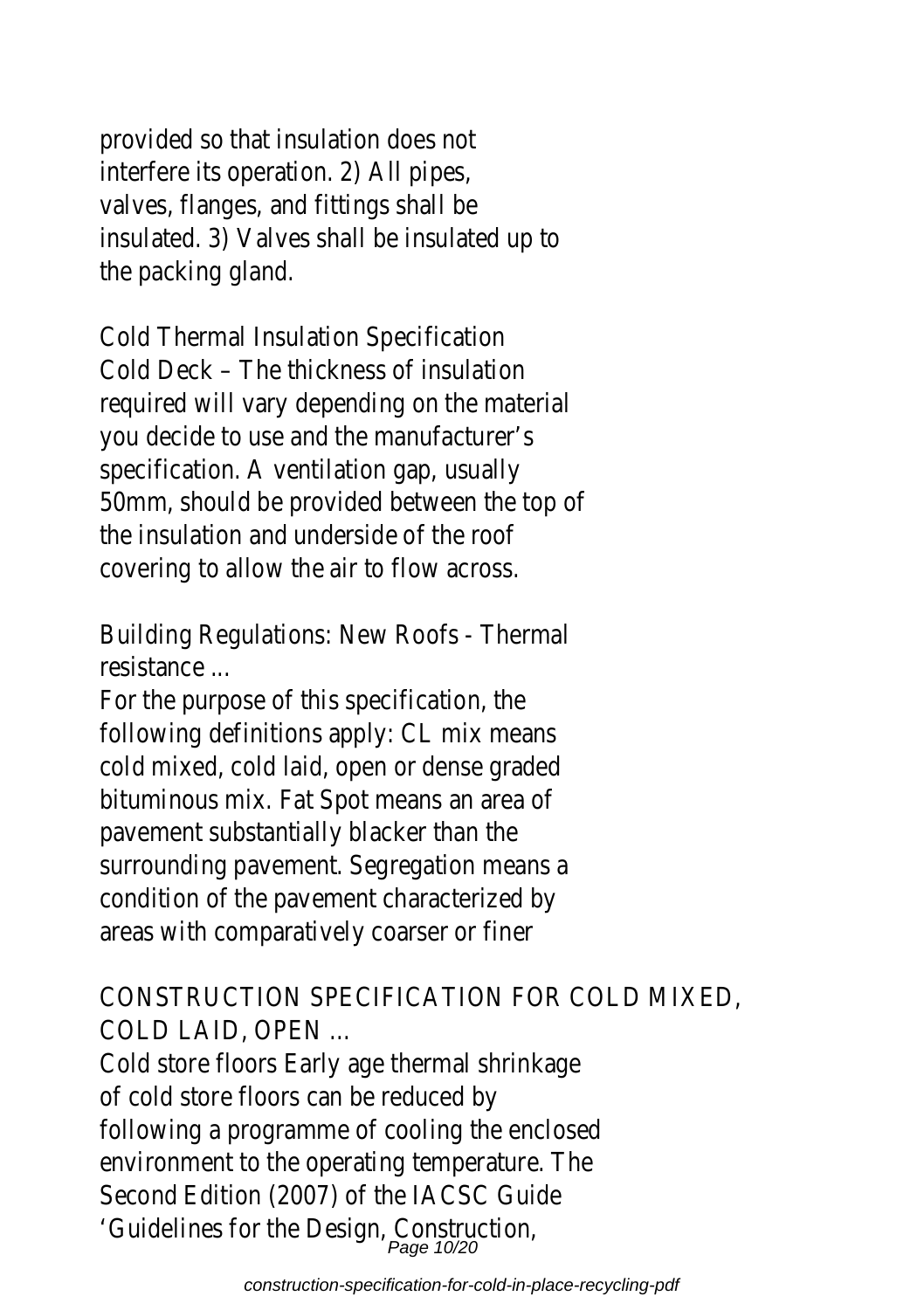provided so that insulation does not interfere its operation. 2) All pipes, valves, flanges, and fittings shall be insulated. 3) Valves shall be insulated up to the packing gland.

Cold Thermal Insulation Specification

Cold Deck – The thickness of insulation required will vary depending on the material you decide to use and the manufacturer's specification. A ventilation gap, usually 50mm, should be provided between the top of the insulation and underside of the roof covering to allow the air to flow across.

Building Regulations: New Roofs - Thermal resistance ...

For the purpose of this specification, the following definitions apply: CL mix means cold mixed, cold laid, open or dense graded bituminous mix. Fat Spot means an area of pavement substantially blacker than the surrounding pavement. Segregation means a condition of the pavement characterized by areas with comparatively coarser or finer

## CONSTRUCTION SPECIFICATION FOR COLD MIXED, COLD LAID, OPEN ...

Cold store floors Early age thermal shrinkage of cold store floors can be reduced by following a programme of cooling the enclosed environment to the operating temperature. The Second Edition (2007) of the IACSC Guide 'Guidelines for the Design, Construction,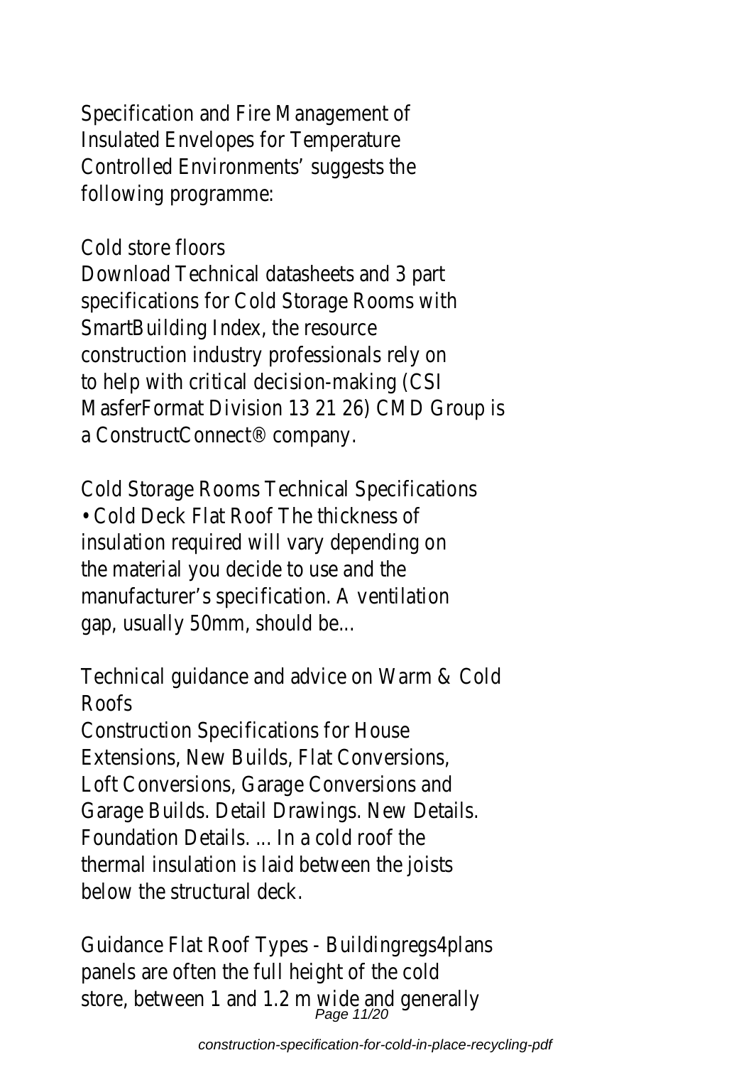Specification and Fire Management of Insulated Envelopes for Temperature Controlled Environments' suggests the following programme:

Cold store floors

Download Technical datasheets and 3 part specifications for Cold Storage Rooms with SmartBuilding Index, the resource construction industry professionals rely on to help with critical decision-making (CSI MasferFormat Division 13 21 26) CMD Group is a ConstructConnect® company.

Cold Storage Rooms Technical Specifications

• Cold Deck Flat Roof The thickness of insulation required will vary depending on the material you decide to use and the manufacturer's specification. A ventilation gap, usually 50mm, should be...

Technical guidance and advice on Warm & Cold Roofs

Construction Specifications for House Extensions, New Builds, Flat Conversions, Loft Conversions, Garage Conversions and Garage Builds. Detail Drawings. New Details. Foundation Details. ... In a cold roof the thermal insulation is laid between the joists below the structural deck.

Guidance Flat Roof Types - Buildingregs4plans

panels are often the full height of the cold store, between 1 and 1.2 m wide and generally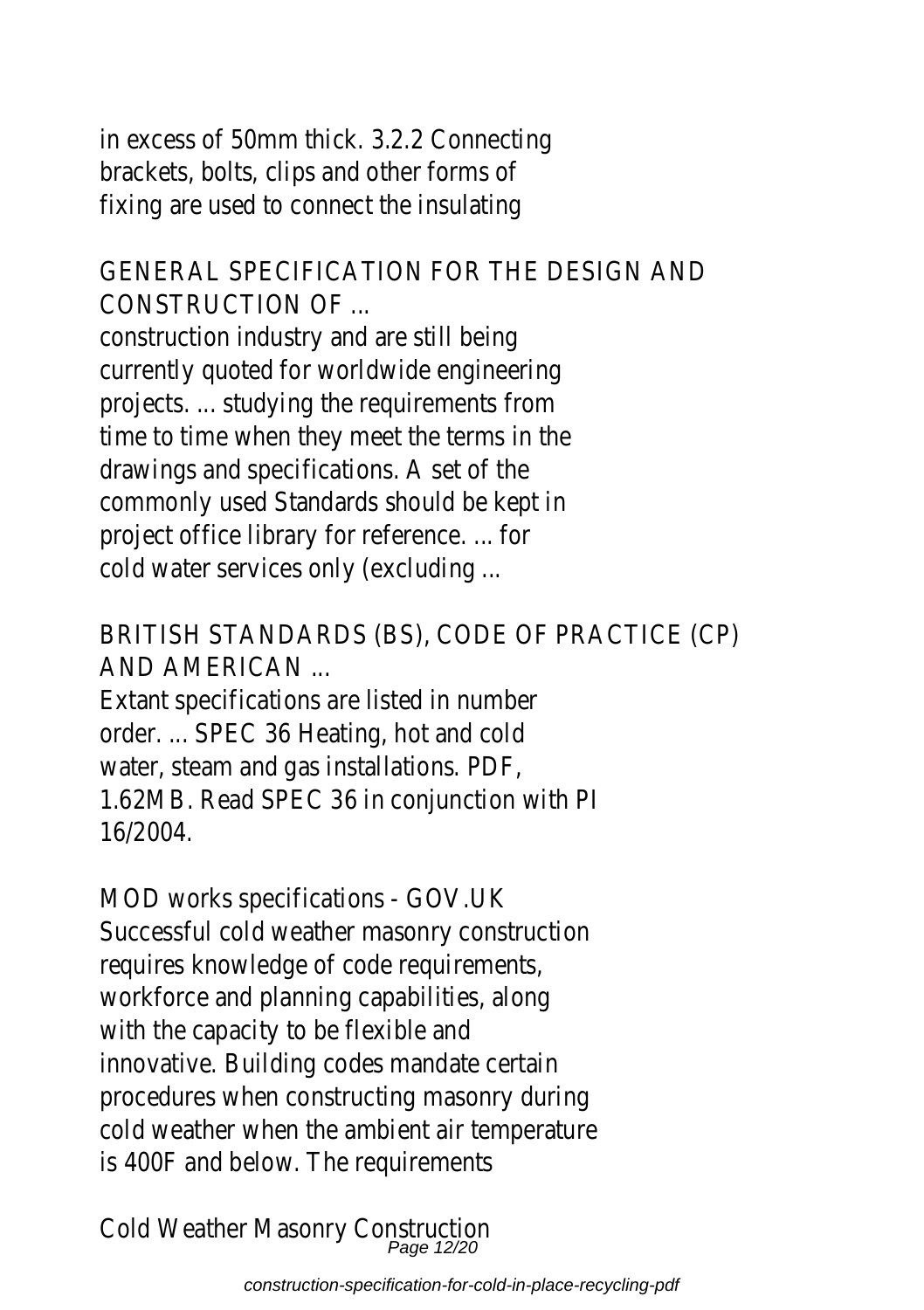in excess of 50mm thick. 3.2.2 Connecting brackets, bolts, clips and other forms of fixing are used to connect the insulating

## GENERAL SPECIFICATION FOR THE DESIGN AND CONSTRUCTION OF ...

construction industry and are still being currently quoted for worldwide engineering projects. ... studying the requirements from time to time when they meet the terms in the drawings and specifications. A set of the commonly used Standards should be kept in project office library for reference. ... for cold water services only (excluding ...

## BRITISH STANDARDS (BS), CODE OF PRACTICE (CP) AND AMERICAN ...

Extant specifications are listed in number order. ... SPEC 36 Heating, hot and cold water, steam and gas installations. PDF, 1.62MB. Read SPEC 36 in conjunction with PI 16/2004.

## MOD works specifications - GOV.UK

Successful cold weather masonry construction requires knowledge of code requirements, workforce and planning capabilities, along with the capacity to be flexible and innovative. Building codes mandate certain procedures when constructing masonry during cold weather when the ambient air temperature is 400F and below. The requirements

## Cold Weather Masonry Construction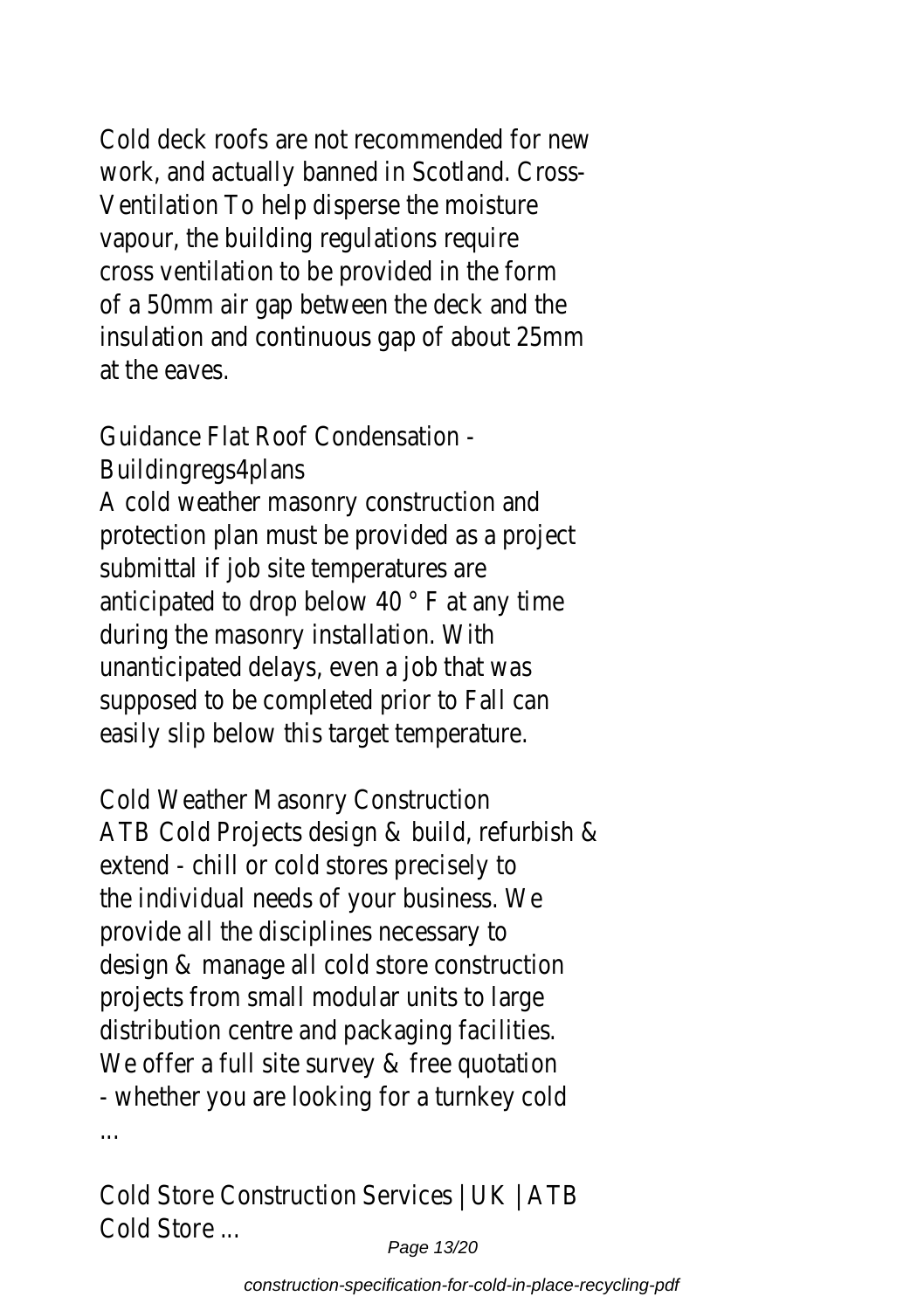Cold deck roofs are not recommended for new work, and actually banned in Scotland. Cross-Ventilation To help disperse the moisture vapour, the building regulations require cross ventilation to be provided in the form of a 50mm air gap between the deck and the insulation and continuous gap of about 25mm at the eaves.

## Guidance Flat Roof Condensation - Buildingregs4plans

A cold weather masonry construction and protection plan must be provided as a project submittal if job site temperatures are anticipated to drop below 40 ° F at any time during the masonry installation. With unanticipated delays, even a job that was supposed to be completed prior to Fall can easily slip below this target temperature.

## Cold Weather Masonry Construction

ATB Cold Projects design & build, refurbish & extend - chill or cold stores precisely to the individual needs of your business. We provide all the disciplines necessary to design & manage all cold store construction projects from small modular units to large distribution centre and packaging facilities. We offer a full site survey & free quotation - whether you are looking for a turnkey cold ...

## Cold Store Construction Services | UK | ATB Cold Store ...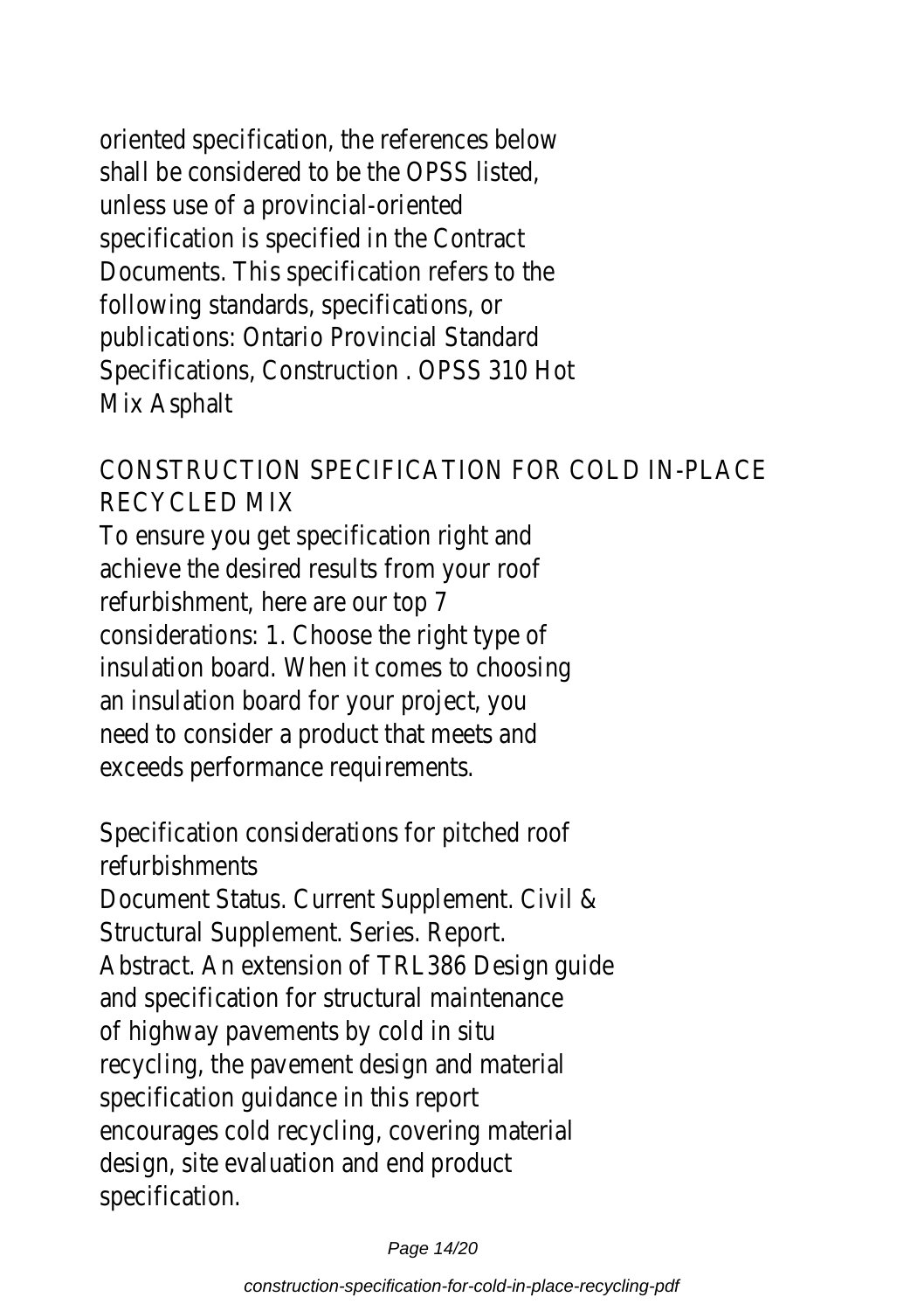oriented specification, the references below shall be considered to be the OPSS listed, unless use of a provincial-oriented specification is specified in the Contract Documents. This specification refers to the following standards, specifications, or publications: Ontario Provincial Standard Specifications, Construction . OPSS 310 Hot Mix Asphalt

## CONSTRUCTION SPECIFICATION FOR COLD IN-PLACE RECYCLED MIX

To ensure you get specification right and achieve the desired results from your roof refurbishment, here are our top 7 considerations: 1. Choose the right type of insulation board. When it comes to choosing an insulation board for your project, you need to consider a product that meets and exceeds performance requirements.

## Specification considerations for pitched roof refurbishments

Document Status. Current Supplement. Civil & Structural Supplement. Series. Report. Abstract. An extension of TRL386 Design guide and specification for structural maintenance of highway pavements by cold in situ recycling, the pavement design and material specification guidance in this report encourages cold recycling, covering material design, site evaluation and end product specification.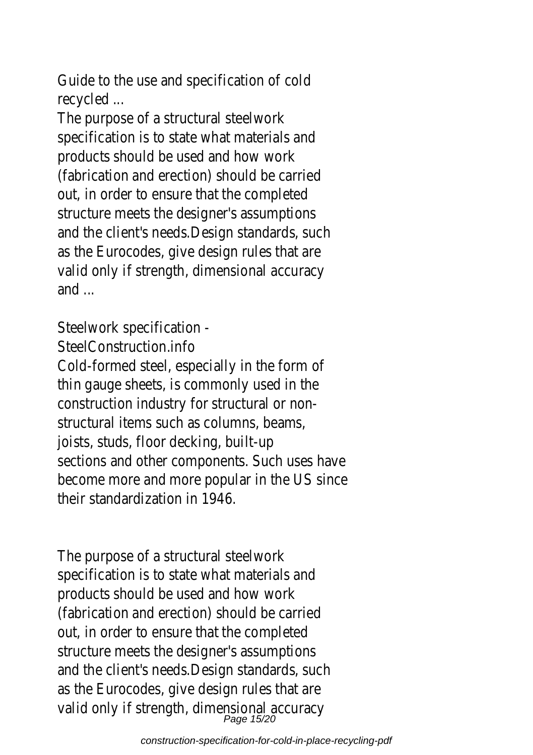Guide to the use and specification of cold recycled ...

The purpose of a structural steelwork specification is to state what materials and products should be used and how work (fabrication and erection) should be carried out, in order to ensure that the completed structure meets the designer's assumptions and the client's needs.Design standards, such as the Eurocodes, give design rules that are valid only if strength, dimensional accuracy and ...

Steelwork specification - SteelConstruction.info

Cold-formed steel, especially in the form of thin gauge sheets, is commonly used in the construction industry for structural or non-structural items such as columns, beams, joists, studs, floor decking, built-up sections and other components. Such uses have become more and more popular in the US since their standardization in 1946.

The purpose of a structural steelwork specification is to state what materials and products should be used and how work (fabrication and erection) should be carried out, in order to ensure that the completed structure meets the designer's assumptions and the client's needs.Design standards, such as the Eurocodes, give design rules that are valid only if strength, dimensional accuracy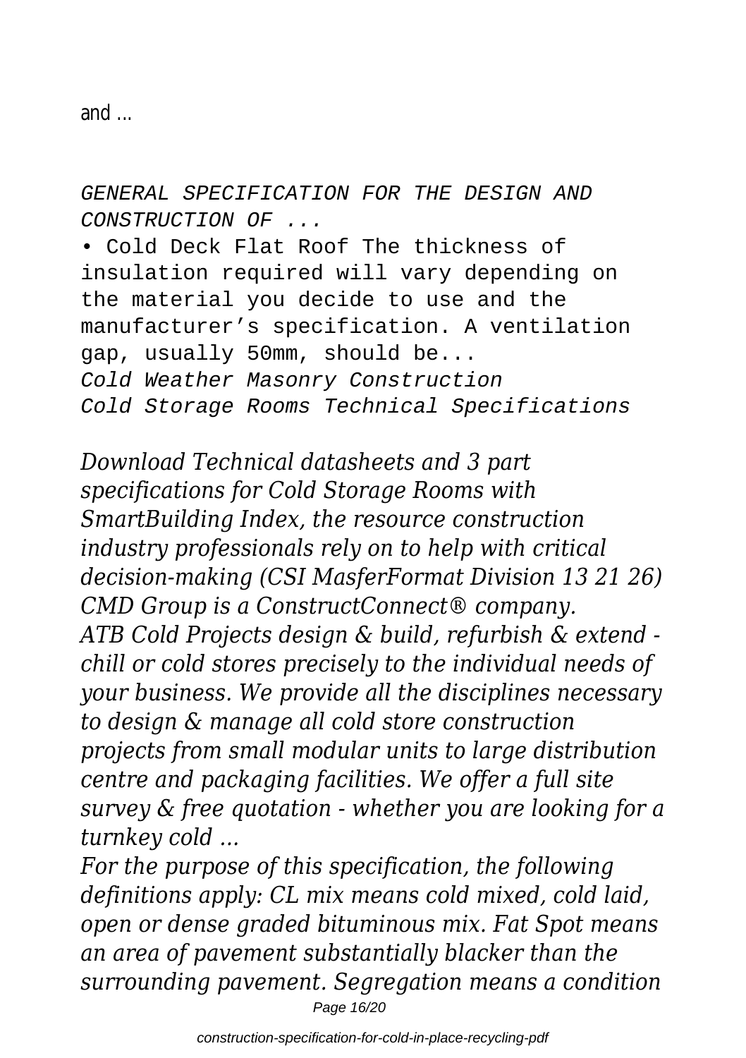and ...

*GENERAL SPECIFICATION FOR THE DESIGN AND CONSTRUCTION OF ...*

• Cold Deck Flat Roof The thickness of insulation required will vary depending on the material you decide to use and the manufacturer's specification. A ventilation gap, usually 50mm, should be...

*Cold Weather Masonry Construction*

*Cold Storage Rooms Technical Specifications*

*Download Technical datasheets and 3 part specifications for Cold Storage Rooms with SmartBuilding Index, the resource construction industry professionals rely on to help with critical decision-making (CSI MasferFormat Division 13 21 26) CMD Group is a ConstructConnect® company.*

*ATB Cold Projects design & build, refurbish & extend - chill or cold stores precisely to the individual needs of your business. We provide all the disciplines necessary to design & manage all cold store construction projects from small modular units to large distribution centre and packaging facilities. We offer a full site survey & free quotation - whether you are looking for a turnkey cold ...*

*For the purpose of this specification, the following definitions apply: CL mix means cold mixed, cold laid, open or dense graded bituminous mix. Fat Spot means an area of pavement substantially blacker than the surrounding pavement. Segregation means a condition*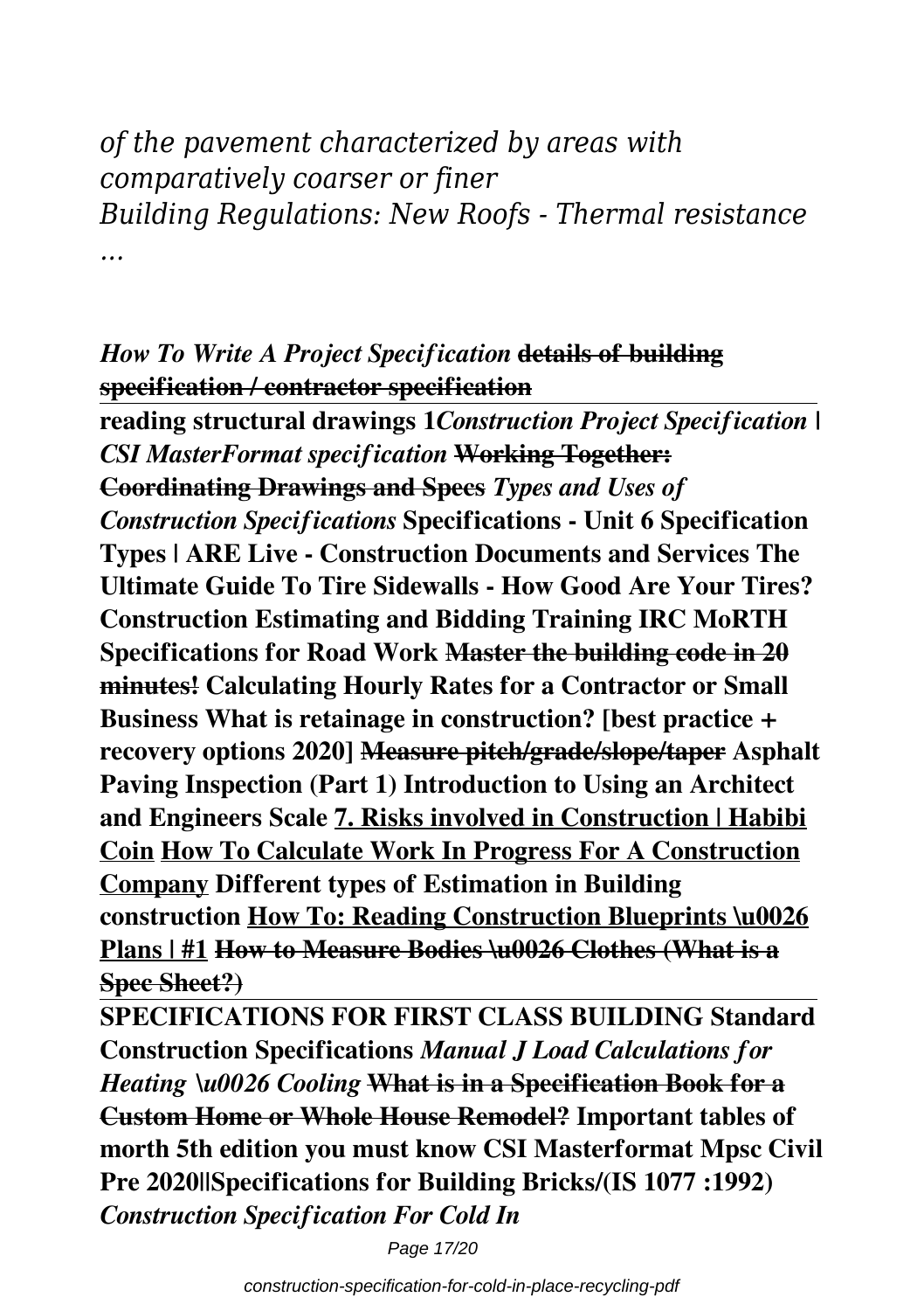*of the pavement characterized by areas with comparatively coarser or finer*
*Building Regulations: New Roofs - Thermal resistance ...*

***How To Write A Project Specification*** **~~details of building specification / contractor specification~~**

**reading structural drawings 1*****Construction Project Specification | CSI MasterFormat specification*** **~~Working Together: Coordinating Drawings and Specs~~** ***Types and Uses of Construction Specifications*** **Specifications - Unit 6 Specification Types | ARE Live - Construction Documents and Services The Ultimate Guide To Tire Sidewalls - How Good Are Your Tires? Construction Estimating and Bidding Training IRC MoRTH Specifications for Road Work** **~~Master the building code in 20 minutes!~~** **Calculating Hourly Rates for a Contractor or Small Business What is retainage in construction? [best practice + recovery options 2020]** **~~Measure pitch/grade/slope/taper~~** **Asphalt Paving Inspection (Part 1) Introduction to Using an Architect and Engineers Scale** **<u>7. Risks involved in Construction | Habibi Coin</u>** **<u>How To Calculate Work In Progress For A Construction Company</u>** **Different types of Estimation in Building construction** **<u>How To: Reading Construction Blueprints \u0026 Plans | #1</u>** **~~How to Measure Bodies \u0026 Clothes (What is a Spec Sheet?)~~**

**SPECIFICATIONS FOR FIRST CLASS BUILDING Standard Construction Specifications** ***Manual J Load Calculations for Heating \u0026 Cooling*** **~~What is in a Specification Book for a Custom Home or Whole House Remodel?~~** **Important tables of morth 5th edition you must know CSI Masterformat Mpsc Civil Pre 2020||Specifications for Building Bricks/(IS 1077 :1992)** ***Construction Specification For Cold In***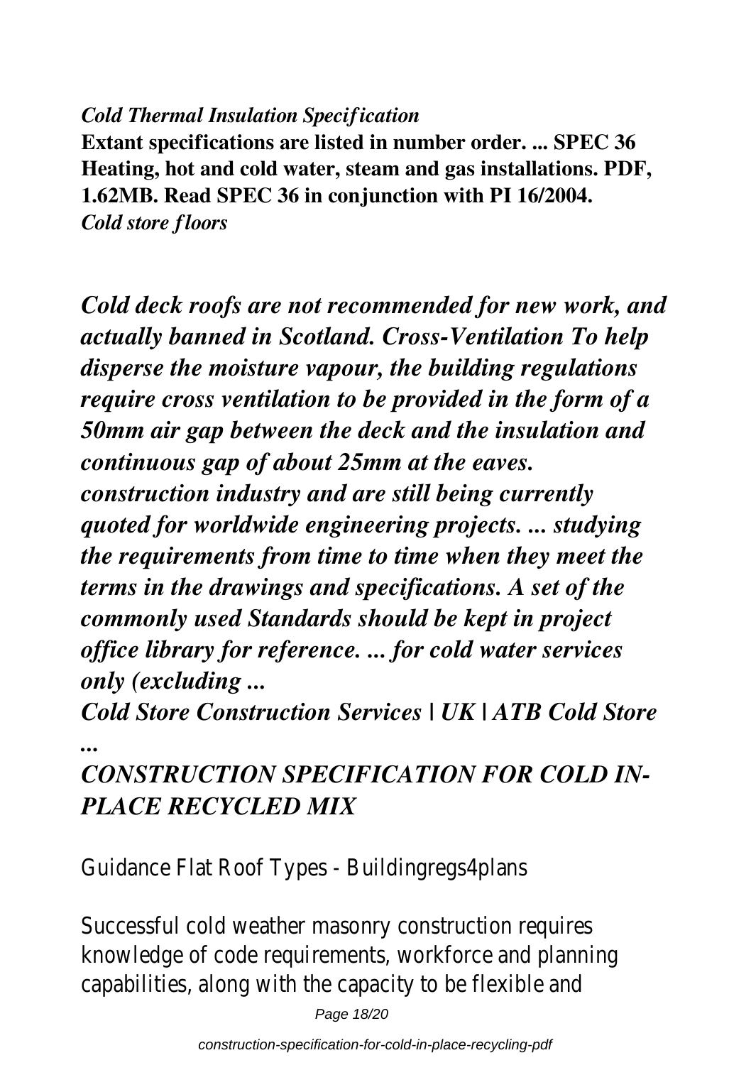*Cold Thermal Insulation Specification*

**Extant specifications are listed in number order. ... SPEC 36 Heating, hot and cold water, steam and gas installations. PDF, 1.62MB. Read SPEC 36 in conjunction with PI 16/2004.**

*Cold store floors*

***Cold deck roofs are not recommended for new work, and actually banned in Scotland. Cross-Ventilation To help disperse the moisture vapour, the building regulations require cross ventilation to be provided in the form of a 50mm air gap between the deck and the insulation and continuous gap of about 25mm at the eaves.***

***construction industry and are still being currently quoted for worldwide engineering projects. ... studying the requirements from time to time when they meet the terms in the drawings and specifications. A set of the commonly used Standards should be kept in project office library for reference. ... for cold water services only (excluding ...***

***Cold Store Construction Services | UK | ATB Cold Store ...***

***CONSTRUCTION SPECIFICATION FOR COLD IN-PLACE RECYCLED MIX***

Guidance Flat Roof Types - Buildingregs4plans

Successful cold weather masonry construction requires knowledge of code requirements, workforce and planning capabilities, along with the capacity to be flexible and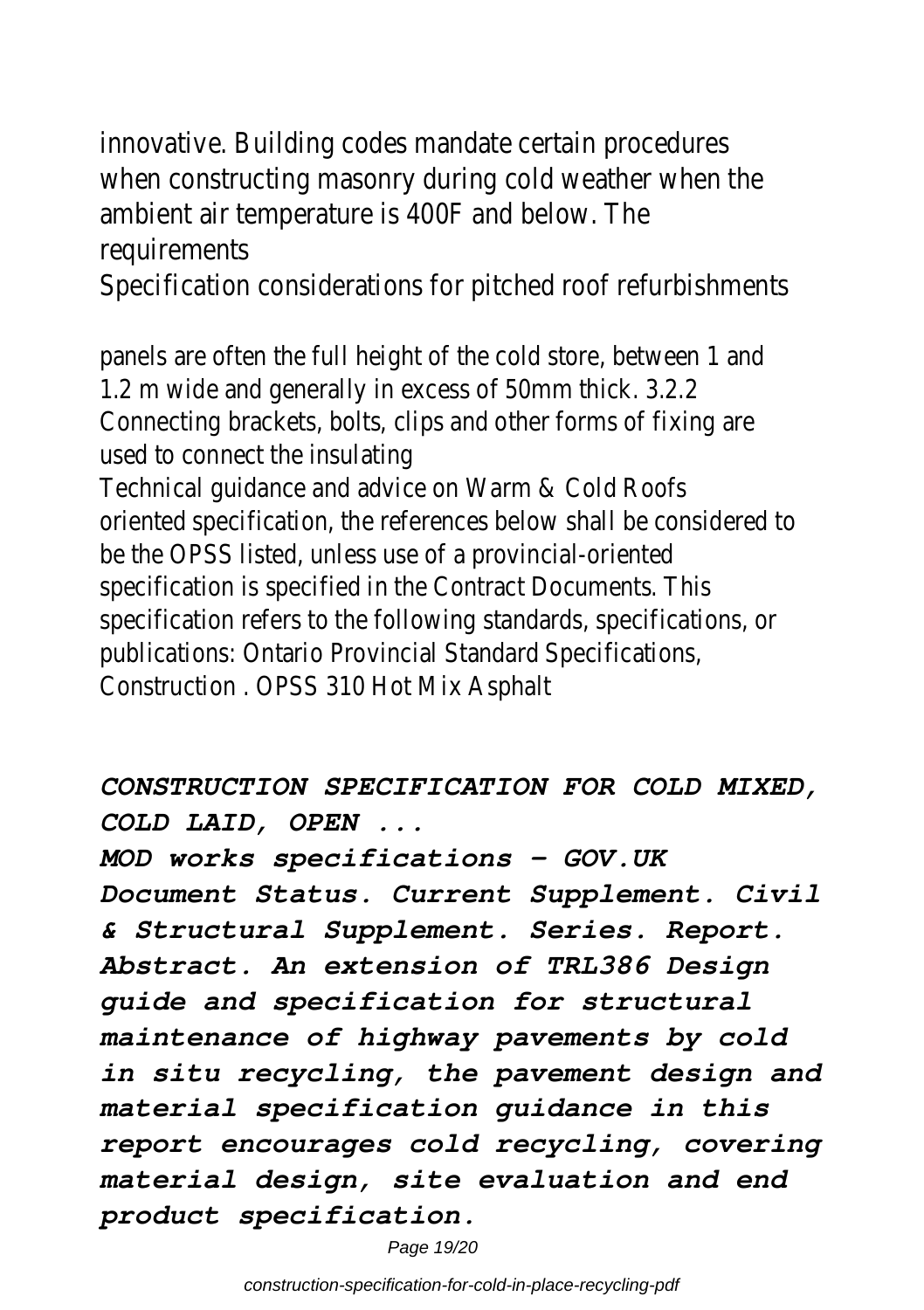innovative. Building codes mandate certain procedures when constructing masonry during cold weather when the ambient air temperature is 400F and below. The requirements

Specification considerations for pitched roof refurbishments

panels are often the full height of the cold store, between 1 and 1.2 m wide and generally in excess of 50mm thick. 3.2.2 Connecting brackets, bolts, clips and other forms of fixing are used to connect the insulating

Technical guidance and advice on Warm & Cold Roofs

oriented specification, the references below shall be considered to be the OPSS listed, unless use of a provincial-oriented specification is specified in the Contract Documents. This specification refers to the following standards, specifications, or publications: Ontario Provincial Standard Specifications, Construction . OPSS 310 Hot Mix Asphalt

***CONSTRUCTION SPECIFICATION FOR COLD MIXED, COLD LAID, OPEN ...***

***MOD works specifications - GOV.UK***

***Document Status. Current Supplement. Civil & Structural Supplement. Series. Report. Abstract. An extension of TRL386 Design guide and specification for structural maintenance of highway pavements by cold in situ recycling, the pavement design and material specification guidance in this report encourages cold recycling, covering material design, site evaluation and end product specification.***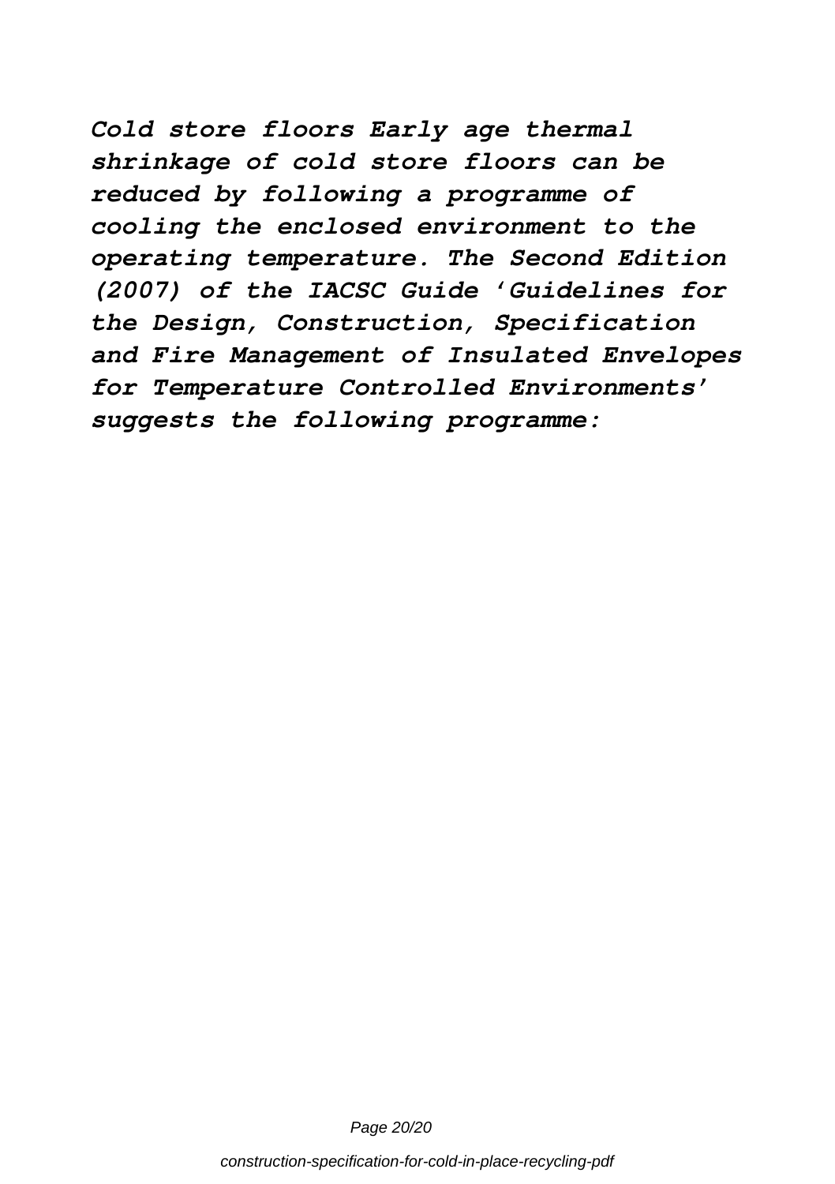***Cold store floors Early age thermal shrinkage of cold store floors can be reduced by following a programme of cooling the enclosed environment to the operating temperature. The Second Edition (2007) of the IACSC Guide 'Guidelines for the Design, Construction, Specification and Fire Management of Insulated Envelopes for Temperature Controlled Environments' suggests the following programme:***